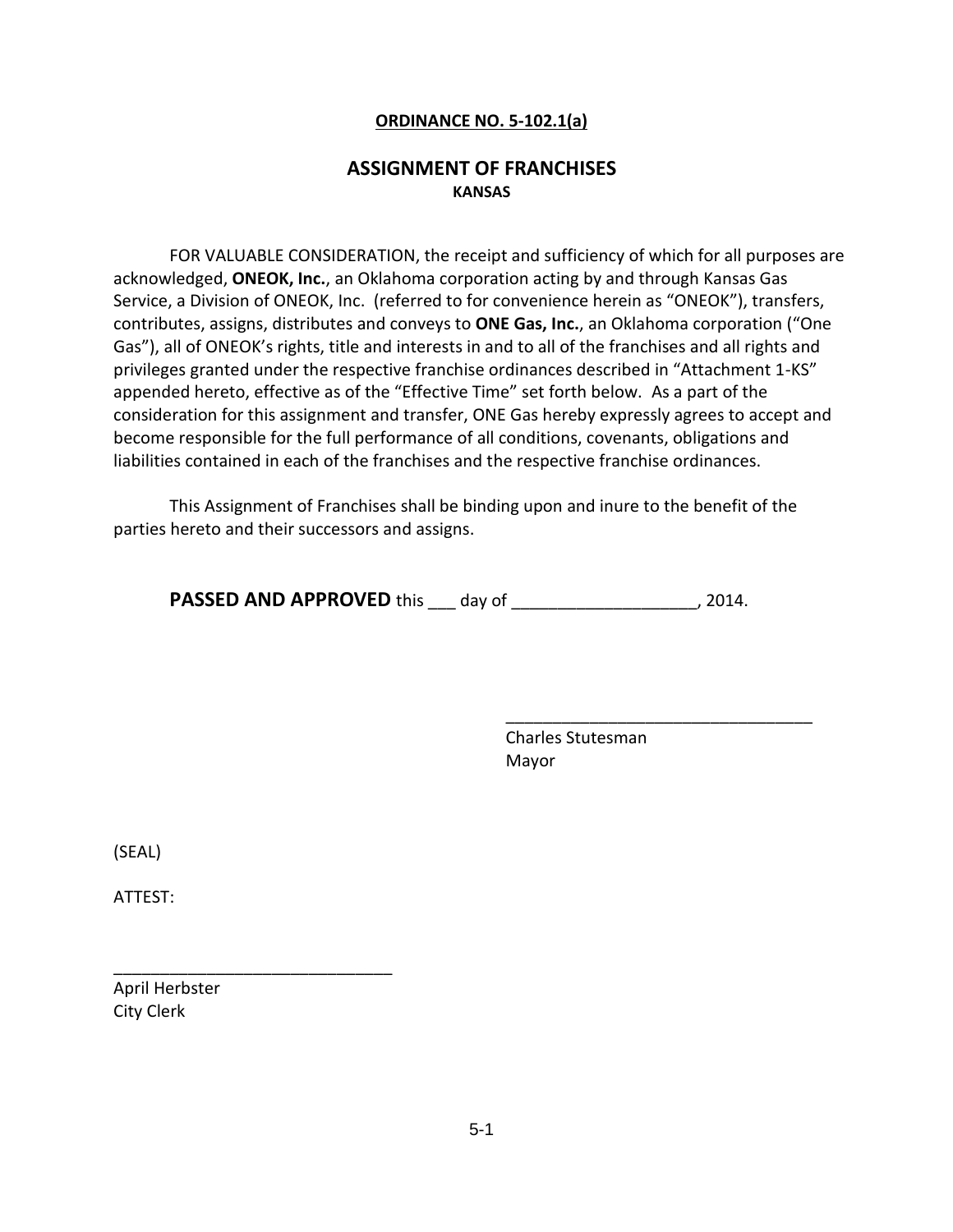**ORDINANCE NO. 5-102.1(a)**

# ASSIGNMENT OF FRANCHISES

**KANSAS**

FOR VALUABLE CONSIDERATION, the receipt and sufficiency of which for all purposes are acknowledged, **ONEOK, Inc.**, an Oklahoma corporation acting by and through Kansas Gas Service, a Division of ONEOK, Inc. (referred to for convenience herein as "ONEOK"), transfers, contributes, assigns, distributes and conveys to **ONE Gas, Inc.**, an Oklahoma corporation ("One Gas"), all of ONEOK's rights, title and interests in and to all of the franchises and all rights and privileges granted under the respective franchise ordinances described in "Attachment 1-KS" appended hereto, effective as of the "Effective Time" set forth below. As a part of the consideration for this assignment and transfer, ONE Gas hereby expressly agrees to accept and become responsible for the full performance of all conditions, covenants, obligations and liabilities contained in each of the franchises and the respective franchise ordinances.

This Assignment of Franchises shall be binding upon and inure to the benefit of the parties hereto and their successors and assigns.

**PASSED AND APPROVED** this ___ day of ____________________, 2014.

__________________________________
Charles Stutesman
Mayor

(SEAL)

ATTEST:

______________________________
April Herbster
City Clerk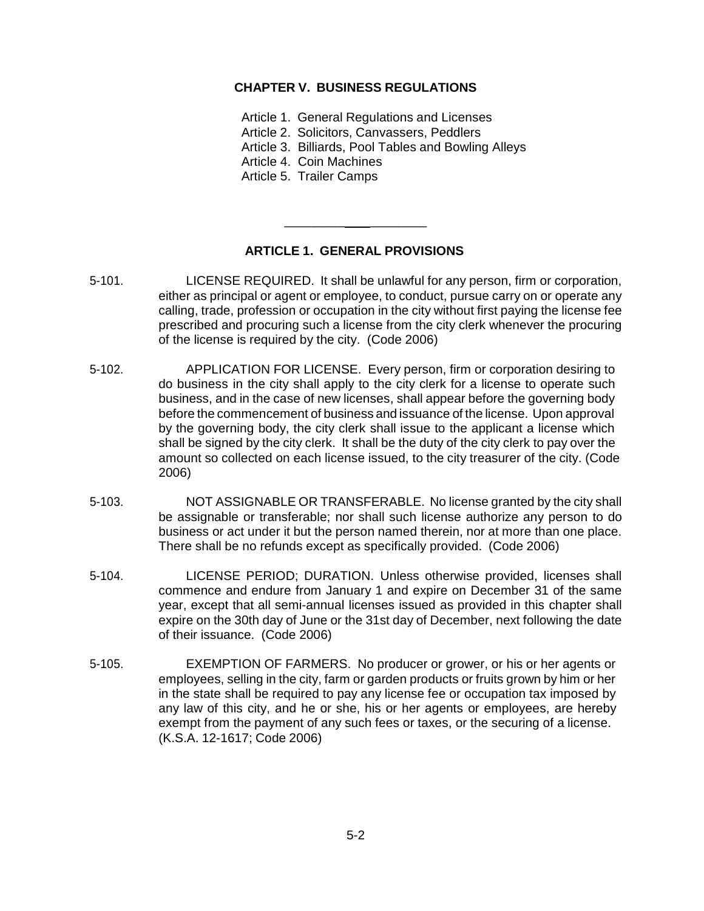# CHAPTER V. BUSINESS REGULATIONS

Article 1. General Regulations and Licenses
Article 2. Solicitors, Canvassers, Peddlers
Article 3. Billiards, Pool Tables and Bowling Alleys
Article 4. Coin Machines
Article 5. Trailer Camps

---

## ARTICLE 1. GENERAL PROVISIONS

5-101. LICENSE REQUIRED. It shall be unlawful for any person, firm or corporation, either as principal or agent or employee, to conduct, pursue carry on or operate any calling, trade, profession or occupation in the city without first paying the license fee prescribed and procuring such a license from the city clerk whenever the procuring of the license is required by the city. (Code 2006)

5-102. APPLICATION FOR LICENSE. Every person, firm or corporation desiring to do business in the city shall apply to the city clerk for a license to operate such business, and in the case of new licenses, shall appear before the governing body before the commencement of business and issuance of the license. Upon approval by the governing body, the city clerk shall issue to the applicant a license which shall be signed by the city clerk. It shall be the duty of the city clerk to pay over the amount so collected on each license issued, to the city treasurer of the city. (Code 2006)

5-103. NOT ASSIGNABLE OR TRANSFERABLE. No license granted by the city shall be assignable or transferable; nor shall such license authorize any person to do business or act under it but the person named therein, nor at more than one place. There shall be no refunds except as specifically provided. (Code 2006)

5-104. LICENSE PERIOD; DURATION. Unless otherwise provided, licenses shall commence and endure from January 1 and expire on December 31 of the same year, except that all semi-annual licenses issued as provided in this chapter shall expire on the 30th day of June or the 31st day of December, next following the date of their issuance. (Code 2006)

5-105. EXEMPTION OF FARMERS. No producer or grower, or his or her agents or employees, selling in the city, farm or garden products or fruits grown by him or her in the state shall be required to pay any license fee or occupation tax imposed by any law of this city, and he or she, his or her agents or employees, are hereby exempt from the payment of any such fees or taxes, or the securing of a license. (K.S.A. 12-1617; Code 2006)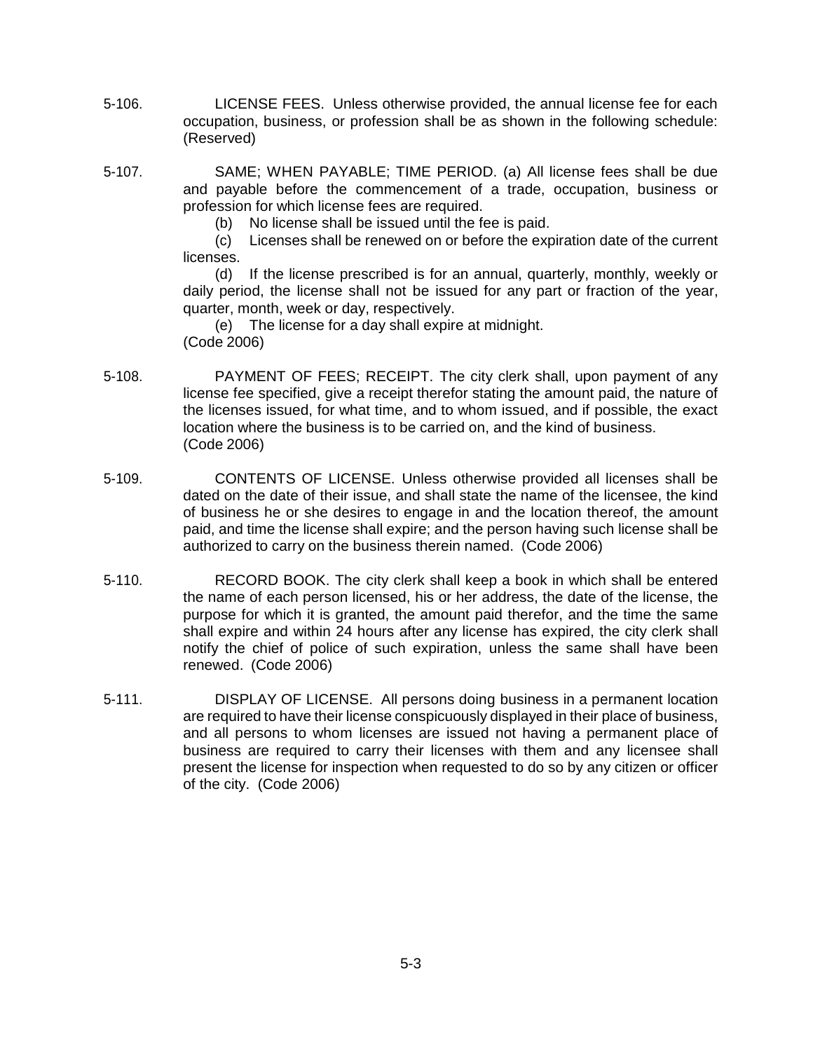5-106. LICENSE FEES. Unless otherwise provided, the annual license fee for each occupation, business, or profession shall be as shown in the following schedule: (Reserved)

5-107. SAME; WHEN PAYABLE; TIME PERIOD. (a) All license fees shall be due and payable before the commencement of a trade, occupation, business or profession for which license fees are required.

(b) No license shall be issued until the fee is paid.

(c) Licenses shall be renewed on or before the expiration date of the current licenses.

(d) If the license prescribed is for an annual, quarterly, monthly, weekly or daily period, the license shall not be issued for any part or fraction of the year, quarter, month, week or day, respectively.

(e) The license for a day shall expire at midnight.
(Code 2006)

5-108. PAYMENT OF FEES; RECEIPT. The city clerk shall, upon payment of any license fee specified, give a receipt therefor stating the amount paid, the nature of the licenses issued, for what time, and to whom issued, and if possible, the exact location where the business is to be carried on, and the kind of business. (Code 2006)

5-109. CONTENTS OF LICENSE. Unless otherwise provided all licenses shall be dated on the date of their issue, and shall state the name of the licensee, the kind of business he or she desires to engage in and the location thereof, the amount paid, and time the license shall expire; and the person having such license shall be authorized to carry on the business therein named. (Code 2006)

5-110. RECORD BOOK. The city clerk shall keep a book in which shall be entered the name of each person licensed, his or her address, the date of the license, the purpose for which it is granted, the amount paid therefor, and the time the same shall expire and within 24 hours after any license has expired, the city clerk shall notify the chief of police of such expiration, unless the same shall have been renewed. (Code 2006)

5-111. DISPLAY OF LICENSE. All persons doing business in a permanent location are required to have their license conspicuously displayed in their place of business, and all persons to whom licenses are issued not having a permanent place of business are required to carry their licenses with them and any licensee shall present the license for inspection when requested to do so by any citizen or officer of the city. (Code 2006)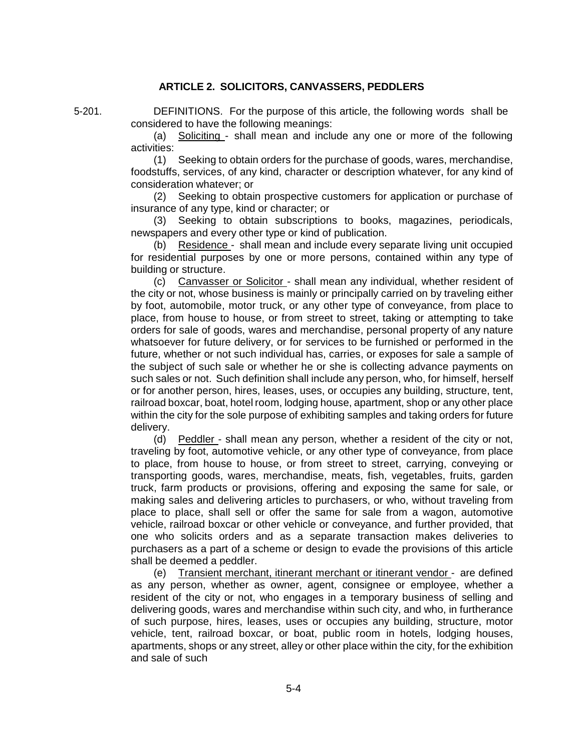## ARTICLE 2. SOLICITORS, CANVASSERS, PEDDLERS

5-201. DEFINITIONS. For the purpose of this article, the following words shall be considered to have the following meanings:

(a) Soliciting - shall mean and include any one or more of the following activities:

(1) Seeking to obtain orders for the purchase of goods, wares, merchandise, foodstuffs, services, of any kind, character or description whatever, for any kind of consideration whatever; or

(2) Seeking to obtain prospective customers for application or purchase of insurance of any type, kind or character; or

(3) Seeking to obtain subscriptions to books, magazines, periodicals, newspapers and every other type or kind of publication.

(b) Residence - shall mean and include every separate living unit occupied for residential purposes by one or more persons, contained within any type of building or structure.

(c) Canvasser or Solicitor - shall mean any individual, whether resident of the city or not, whose business is mainly or principally carried on by traveling either by foot, automobile, motor truck, or any other type of conveyance, from place to place, from house to house, or from street to street, taking or attempting to take orders for sale of goods, wares and merchandise, personal property of any nature whatsoever for future delivery, or for services to be furnished or performed in the future, whether or not such individual has, carries, or exposes for sale a sample of the subject of such sale or whether he or she is collecting advance payments on such sales or not. Such definition shall include any person, who, for himself, herself or for another person, hires, leases, uses, or occupies any building, structure, tent, railroad boxcar, boat, hotel room, lodging house, apartment, shop or any other place within the city for the sole purpose of exhibiting samples and taking orders for future delivery.

(d) Peddler - shall mean any person, whether a resident of the city or not, traveling by foot, automotive vehicle, or any other type of conveyance, from place to place, from house to house, or from street to street, carrying, conveying or transporting goods, wares, merchandise, meats, fish, vegetables, fruits, garden truck, farm products or provisions, offering and exposing the same for sale, or making sales and delivering articles to purchasers, or who, without traveling from place to place, shall sell or offer the same for sale from a wagon, automotive vehicle, railroad boxcar or other vehicle or conveyance, and further provided, that one who solicits orders and as a separate transaction makes deliveries to purchasers as a part of a scheme or design to evade the provisions of this article shall be deemed a peddler.

(e) Transient merchant, itinerant merchant or itinerant vendor - are defined as any person, whether as owner, agent, consignee or employee, whether a resident of the city or not, who engages in a temporary business of selling and delivering goods, wares and merchandise within such city, and who, in furtherance of such purpose, hires, leases, uses or occupies any building, structure, motor vehicle, tent, railroad boxcar, or boat, public room in hotels, lodging houses, apartments, shops or any street, alley or other place within the city, for the exhibition and sale of such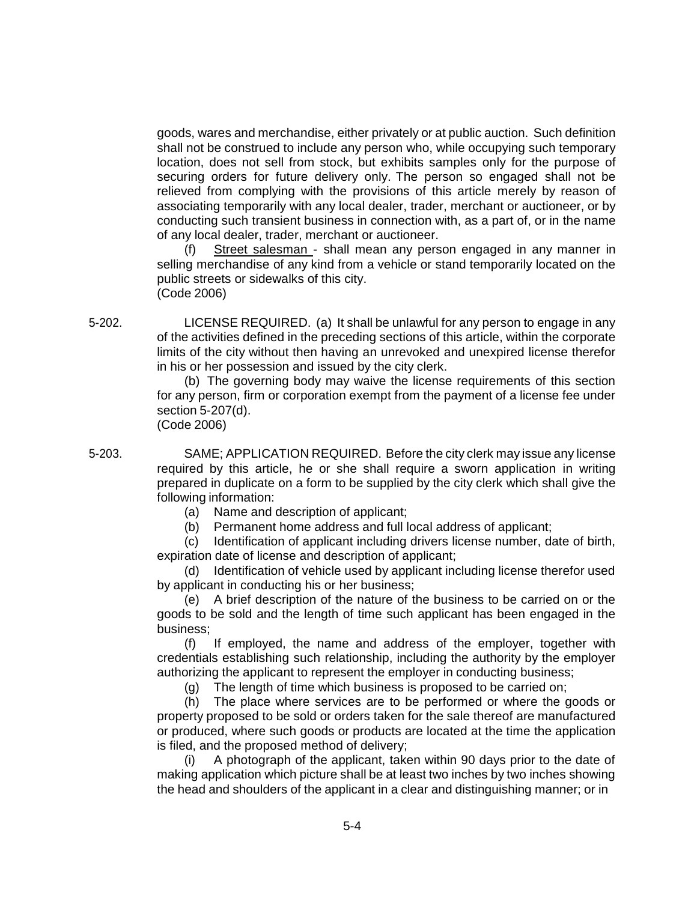goods, wares and merchandise, either privately or at public auction. Such definition shall not be construed to include any person who, while occupying such temporary location, does not sell from stock, but exhibits samples only for the purpose of securing orders for future delivery only. The person so engaged shall not be relieved from complying with the provisions of this article merely by reason of associating temporarily with any local dealer, trader, merchant or auctioneer, or by conducting such transient business in connection with, as a part of, or in the name of any local dealer, trader, merchant or auctioneer.

(f) Street salesman - shall mean any person engaged in any manner in selling merchandise of any kind from a vehicle or stand temporarily located on the public streets or sidewalks of this city.
(Code 2006)

5-202. LICENSE REQUIRED. (a) It shall be unlawful for any person to engage in any of the activities defined in the preceding sections of this article, within the corporate limits of the city without then having an unrevoked and unexpired license therefor in his or her possession and issued by the city clerk.

(b) The governing body may waive the license requirements of this section for any person, firm or corporation exempt from the payment of a license fee under section 5-207(d).
(Code 2006)

5-203. SAME; APPLICATION REQUIRED. Before the city clerk may issue any license required by this article, he or she shall require a sworn application in writing prepared in duplicate on a form to be supplied by the city clerk which shall give the following information:

(a) Name and description of applicant;

(b) Permanent home address and full local address of applicant;

(c) Identification of applicant including drivers license number, date of birth, expiration date of license and description of applicant;

(d) Identification of vehicle used by applicant including license therefor used by applicant in conducting his or her business;

(e) A brief description of the nature of the business to be carried on or the goods to be sold and the length of time such applicant has been engaged in the business;

(f) If employed, the name and address of the employer, together with credentials establishing such relationship, including the authority by the employer authorizing the applicant to represent the employer in conducting business;

(g) The length of time which business is proposed to be carried on;

(h) The place where services are to be performed or where the goods or property proposed to be sold or orders taken for the sale thereof are manufactured or produced, where such goods or products are located at the time the application is filed, and the proposed method of delivery;

(i) A photograph of the applicant, taken within 90 days prior to the date of making application which picture shall be at least two inches by two inches showing the head and shoulders of the applicant in a clear and distinguishing manner; or in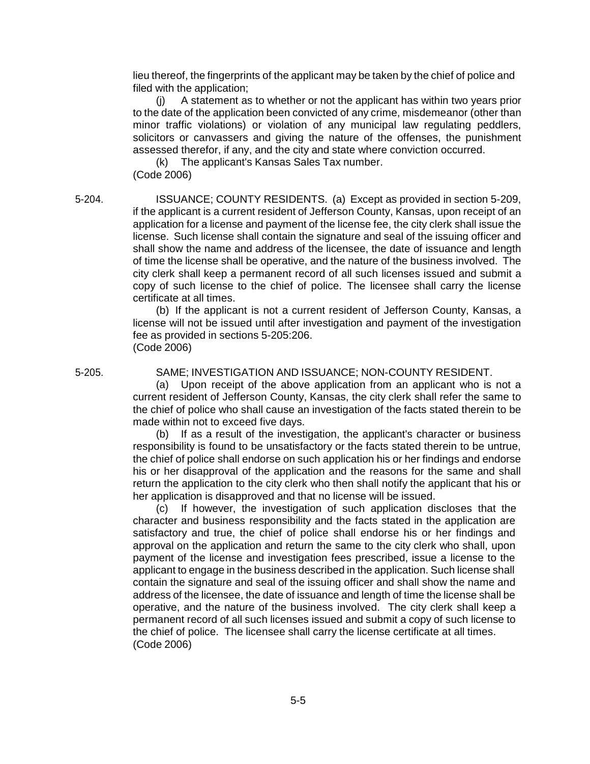lieu thereof, the fingerprints of the applicant may be taken by the chief of police and filed with the application;

(j) A statement as to whether or not the applicant has within two years prior to the date of the application been convicted of any crime, misdemeanor (other than minor traffic violations) or violation of any municipal law regulating peddlers, solicitors or canvassers and giving the nature of the offenses, the punishment assessed therefor, if any, and the city and state where conviction occurred.

(k) The applicant's Kansas Sales Tax number.

(Code 2006)

5-204. ISSUANCE; COUNTY RESIDENTS. (a) Except as provided in section 5-209, if the applicant is a current resident of Jefferson County, Kansas, upon receipt of an application for a license and payment of the license fee, the city clerk shall issue the license. Such license shall contain the signature and seal of the issuing officer and shall show the name and address of the licensee, the date of issuance and length of time the license shall be operative, and the nature of the business involved. The city clerk shall keep a permanent record of all such licenses issued and submit a copy of such license to the chief of police. The licensee shall carry the license certificate at all times.

(b) If the applicant is not a current resident of Jefferson County, Kansas, a license will not be issued until after investigation and payment of the investigation fee as provided in sections 5-205:206.

(Code 2006)

5-205. SAME; INVESTIGATION AND ISSUANCE; NON-COUNTY RESIDENT.

(a) Upon receipt of the above application from an applicant who is not a current resident of Jefferson County, Kansas, the city clerk shall refer the same to the chief of police who shall cause an investigation of the facts stated therein to be made within not to exceed five days.

(b) If as a result of the investigation, the applicant's character or business responsibility is found to be unsatisfactory or the facts stated therein to be untrue, the chief of police shall endorse on such application his or her findings and endorse his or her disapproval of the application and the reasons for the same and shall return the application to the city clerk who then shall notify the applicant that his or her application is disapproved and that no license will be issued.

(c) If however, the investigation of such application discloses that the character and business responsibility and the facts stated in the application are satisfactory and true, the chief of police shall endorse his or her findings and approval on the application and return the same to the city clerk who shall, upon payment of the license and investigation fees prescribed, issue a license to the applicant to engage in the business described in the application. Such license shall contain the signature and seal of the issuing officer and shall show the name and address of the licensee, the date of issuance and length of time the license shall be operative, and the nature of the business involved. The city clerk shall keep a permanent record of all such licenses issued and submit a copy of such license to the chief of police. The licensee shall carry the license certificate at all times.

(Code 2006)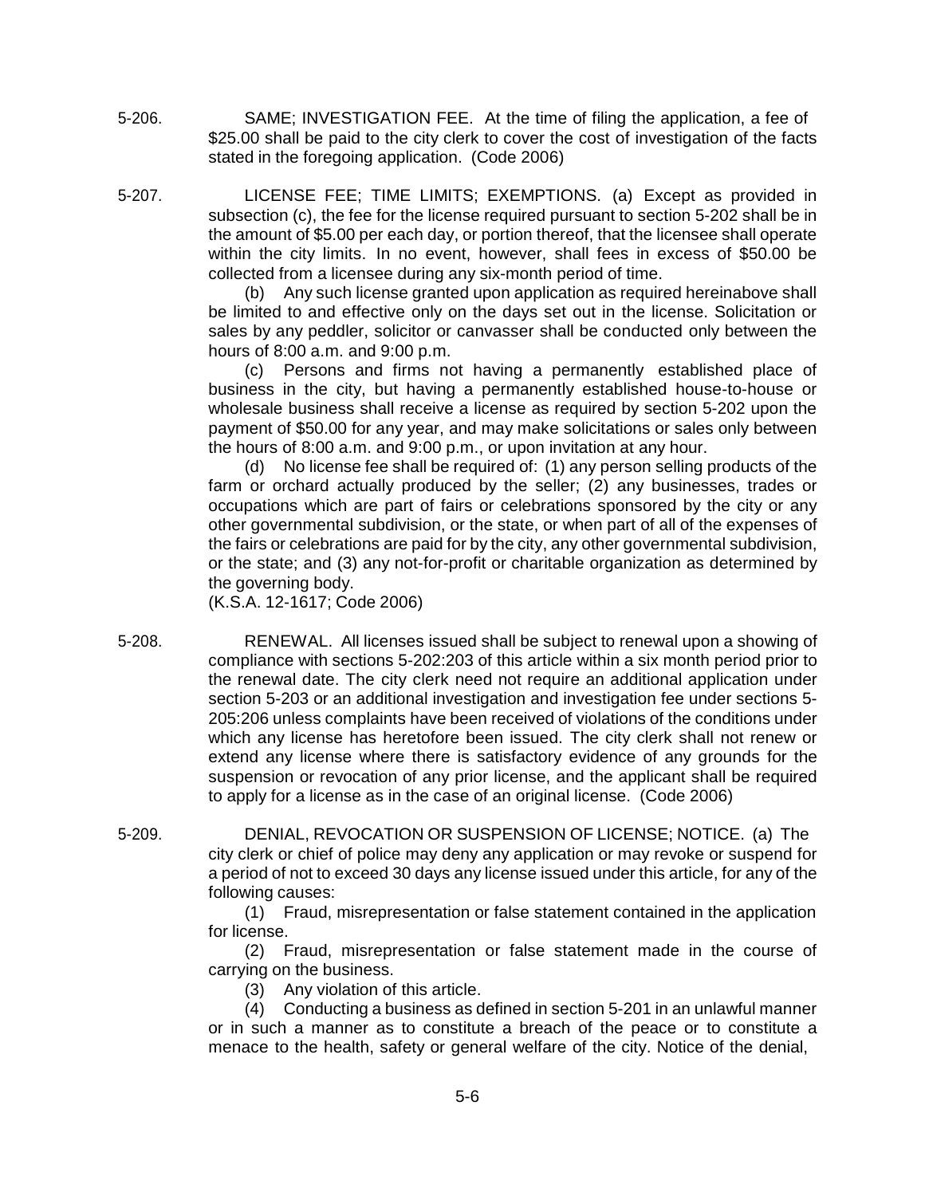5-206. SAME; INVESTIGATION FEE. At the time of filing the application, a fee of $25.00 shall be paid to the city clerk to cover the cost of investigation of the facts stated in the foregoing application. (Code 2006)

5-207. LICENSE FEE; TIME LIMITS; EXEMPTIONS. (a) Except as provided in subsection (c), the fee for the license required pursuant to section 5-202 shall be in the amount of $5.00 per each day, or portion thereof, that the licensee shall operate within the city limits. In no event, however, shall fees in excess of $50.00 be collected from a licensee during any six-month period of time.

(b) Any such license granted upon application as required hereinabove shall be limited to and effective only on the days set out in the license. Solicitation or sales by any peddler, solicitor or canvasser shall be conducted only between the hours of 8:00 a.m. and 9:00 p.m.

(c) Persons and firms not having a permanently established place of business in the city, but having a permanently established house-to-house or wholesale business shall receive a license as required by section 5-202 upon the payment of $50.00 for any year, and may make solicitations or sales only between the hours of 8:00 a.m. and 9:00 p.m., or upon invitation at any hour.

(d) No license fee shall be required of: (1) any person selling products of the farm or orchard actually produced by the seller; (2) any businesses, trades or occupations which are part of fairs or celebrations sponsored by the city or any other governmental subdivision, or the state, or when part of all of the expenses of the fairs or celebrations are paid for by the city, any other governmental subdivision, or the state; and (3) any not-for-profit or charitable organization as determined by the governing body.

(K.S.A. 12-1617; Code 2006)

5-208. RENEWAL. All licenses issued shall be subject to renewal upon a showing of compliance with sections 5-202:203 of this article within a six month period prior to the renewal date. The city clerk need not require an additional application under section 5-203 or an additional investigation and investigation fee under sections 5-205:206 unless complaints have been received of violations of the conditions under which any license has heretofore been issued. The city clerk shall not renew or extend any license where there is satisfactory evidence of any grounds for the suspension or revocation of any prior license, and the applicant shall be required to apply for a license as in the case of an original license. (Code 2006)

5-209. DENIAL, REVOCATION OR SUSPENSION OF LICENSE; NOTICE. (a) The city clerk or chief of police may deny any application or may revoke or suspend for a period of not to exceed 30 days any license issued under this article, for any of the following causes:

(1) Fraud, misrepresentation or false statement contained in the application for license.

(2) Fraud, misrepresentation or false statement made in the course of carrying on the business.

(3) Any violation of this article.

(4) Conducting a business as defined in section 5-201 in an unlawful manner or in such a manner as to constitute a breach of the peace or to constitute a menace to the health, safety or general welfare of the city. Notice of the denial,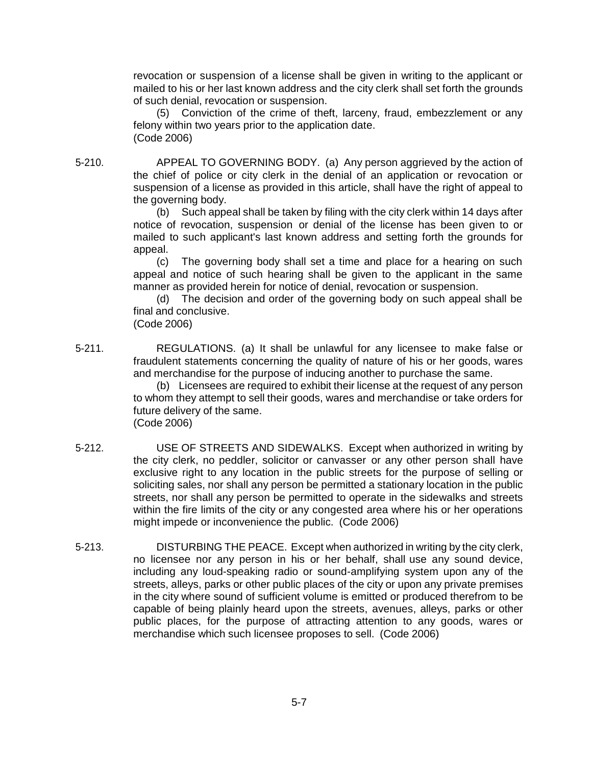revocation or suspension of a license shall be given in writing to the applicant or mailed to his or her last known address and the city clerk shall set forth the grounds of such denial, revocation or suspension.

(5) Conviction of the crime of theft, larceny, fraud, embezzlement or any felony within two years prior to the application date.
(Code 2006)

5-210. APPEAL TO GOVERNING BODY. (a) Any person aggrieved by the action of the chief of police or city clerk in the denial of an application or revocation or suspension of a license as provided in this article, shall have the right of appeal to the governing body.

(b) Such appeal shall be taken by filing with the city clerk within 14 days after notice of revocation, suspension or denial of the license has been given to or mailed to such applicant's last known address and setting forth the grounds for appeal.

(c) The governing body shall set a time and place for a hearing on such appeal and notice of such hearing shall be given to the applicant in the same manner as provided herein for notice of denial, revocation or suspension.

(d) The decision and order of the governing body on such appeal shall be final and conclusive.
(Code 2006)

5-211. REGULATIONS. (a) It shall be unlawful for any licensee to make false or fraudulent statements concerning the quality of nature of his or her goods, wares and merchandise for the purpose of inducing another to purchase the same.

(b) Licensees are required to exhibit their license at the request of any person to whom they attempt to sell their goods, wares and merchandise or take orders for future delivery of the same.
(Code 2006)

5-212. USE OF STREETS AND SIDEWALKS. Except when authorized in writing by the city clerk, no peddler, solicitor or canvasser or any other person shall have exclusive right to any location in the public streets for the purpose of selling or soliciting sales, nor shall any person be permitted a stationary location in the public streets, nor shall any person be permitted to operate in the sidewalks and streets within the fire limits of the city or any congested area where his or her operations might impede or inconvenience the public. (Code 2006)

5-213. DISTURBING THE PEACE. Except when authorized in writing by the city clerk, no licensee nor any person in his or her behalf, shall use any sound device, including any loud-speaking radio or sound-amplifying system upon any of the streets, alleys, parks or other public places of the city or upon any private premises in the city where sound of sufficient volume is emitted or produced therefrom to be capable of being plainly heard upon the streets, avenues, alleys, parks or other public places, for the purpose of attracting attention to any goods, wares or merchandise which such licensee proposes to sell. (Code 2006)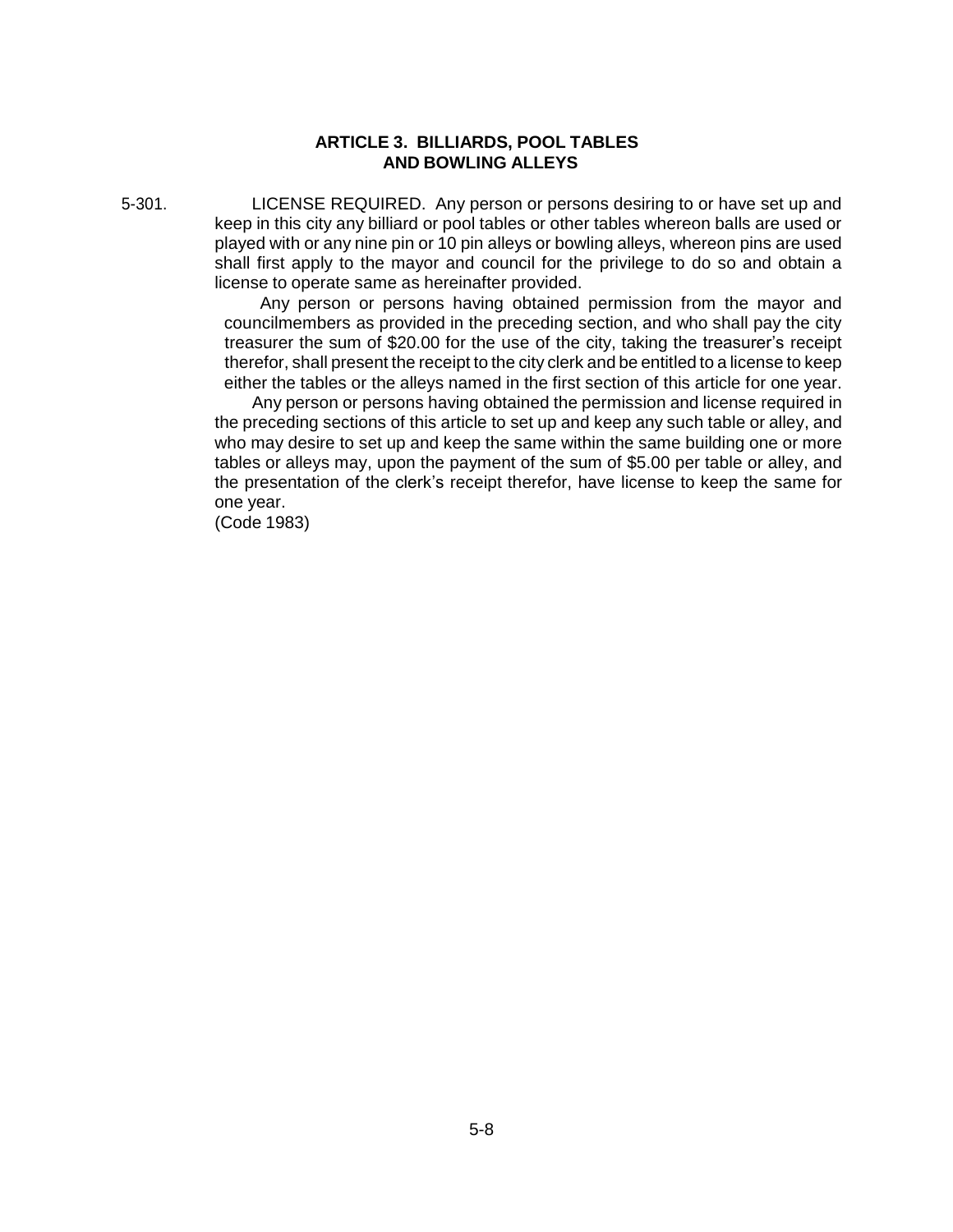## ARTICLE 3. BILLIARDS, POOL TABLES AND BOWLING ALLEYS

5-301. LICENSE REQUIRED. Any person or persons desiring to or have set up and keep in this city any billiard or pool tables or other tables whereon balls are used or played with or any nine pin or 10 pin alleys or bowling alleys, whereon pins are used shall first apply to the mayor and council for the privilege to do so and obtain a license to operate same as hereinafter provided.

Any person or persons having obtained permission from the mayor and councilmembers as provided in the preceding section, and who shall pay the city treasurer the sum of $20.00 for the use of the city, taking the treasurer's receipt therefor, shall present the receipt to the city clerk and be entitled to a license to keep either the tables or the alleys named in the first section of this article for one year.

Any person or persons having obtained the permission and license required in the preceding sections of this article to set up and keep any such table or alley, and who may desire to set up and keep the same within the same building one or more tables or alleys may, upon the payment of the sum of $5.00 per table or alley, and the presentation of the clerk's receipt therefor, have license to keep the same for one year.
(Code 1983)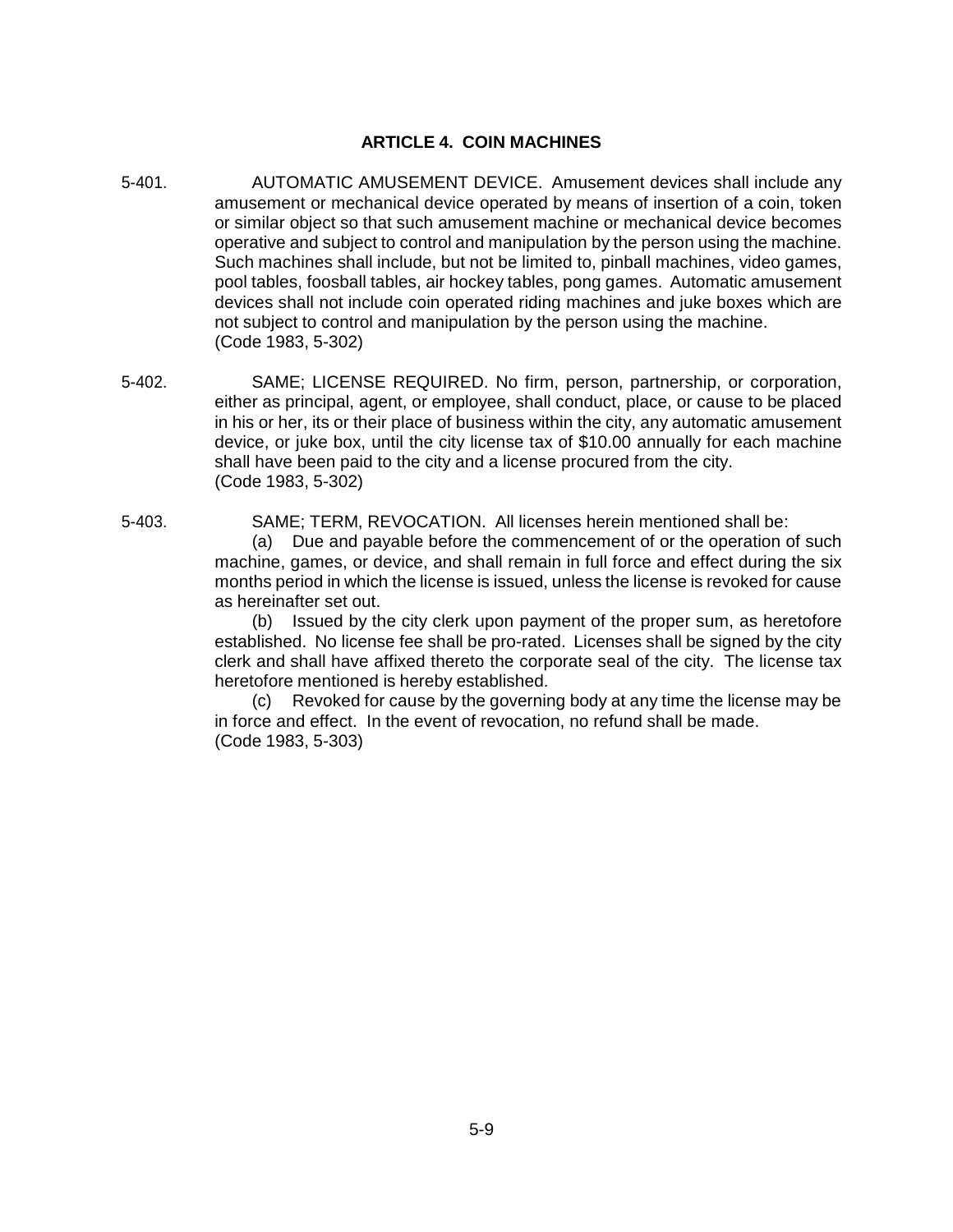## ARTICLE 4. COIN MACHINES

5-401. AUTOMATIC AMUSEMENT DEVICE. Amusement devices shall include any amusement or mechanical device operated by means of insertion of a coin, token or similar object so that such amusement machine or mechanical device becomes operative and subject to control and manipulation by the person using the machine. Such machines shall include, but not be limited to, pinball machines, video games, pool tables, foosball tables, air hockey tables, pong games. Automatic amusement devices shall not include coin operated riding machines and juke boxes which are not subject to control and manipulation by the person using the machine.
(Code 1983, 5-302)

5-402. SAME; LICENSE REQUIRED. No firm, person, partnership, or corporation, either as principal, agent, or employee, shall conduct, place, or cause to be placed in his or her, its or their place of business within the city, any automatic amusement device, or juke box, until the city license tax of $10.00 annually for each machine shall have been paid to the city and a license procured from the city.
(Code 1983, 5-302)

5-403. SAME; TERM, REVOCATION. All licenses herein mentioned shall be:

(a) Due and payable before the commencement of or the operation of such machine, games, or device, and shall remain in full force and effect during the six months period in which the license is issued, unless the license is revoked for cause as hereinafter set out.

(b) Issued by the city clerk upon payment of the proper sum, as heretofore established. No license fee shall be pro-rated. Licenses shall be signed by the city clerk and shall have affixed thereto the corporate seal of the city. The license tax heretofore mentioned is hereby established.

(c) Revoked for cause by the governing body at any time the license may be in force and effect. In the event of revocation, no refund shall be made.
(Code 1983, 5-303)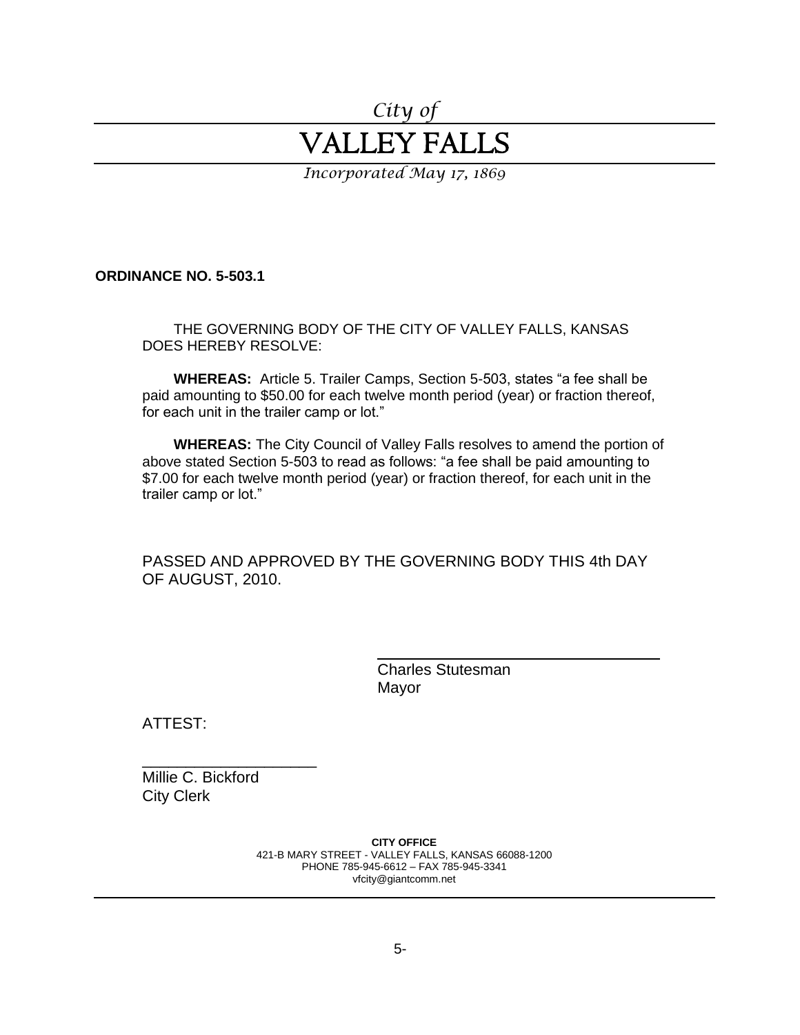*City of*

# VALLEY FALLS

*Incorporated May 17, 1869*

**ORDINANCE NO. 5-503.1**

THE GOVERNING BODY OF THE CITY OF VALLEY FALLS, KANSAS DOES HEREBY RESOLVE:

**WHEREAS:** Article 5. Trailer Camps, Section 5-503, states "a fee shall be paid amounting to $50.00 for each twelve month period (year) or fraction thereof, for each unit in the trailer camp or lot."

**WHEREAS:** The City Council of Valley Falls resolves to amend the portion of above stated Section 5-503 to read as follows: "a fee shall be paid amounting to $7.00 for each twelve month period (year) or fraction thereof, for each unit in the trailer camp or lot."

PASSED AND APPROVED BY THE GOVERNING BODY THIS 4th DAY OF AUGUST, 2010.

\_\_\_\_\_\_\_\_\_\_\_\_\_\_\_\_\_\_\_\_\_\_\_\_\_\_\_\_\_\_\_\_
Charles Stutesman
Mayor

ATTEST:

\_\_\_\_\_\_\_\_\_\_\_\_\_\_\_\_\_\_\_\_\_\_
Millie C. Bickford
City Clerk

**CITY OFFICE**
421-B MARY STREET - VALLEY FALLS, KANSAS 66088-1200
PHONE 785-945-6612 – FAX 785-945-3341
vfcity@giantcomm.net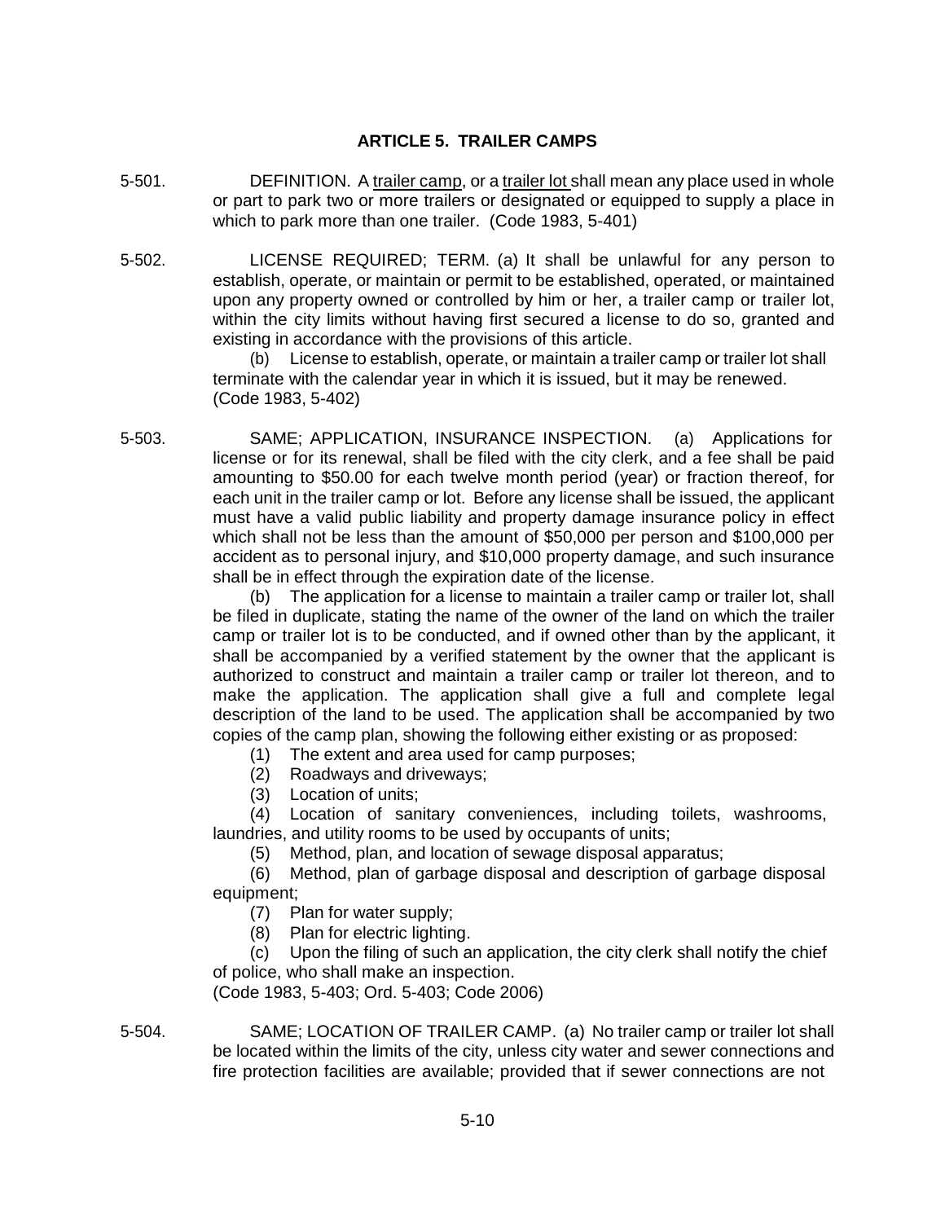## ARTICLE 5. TRAILER CAMPS

5-501. DEFINITION. A trailer camp, or a trailer lot shall mean any place used in whole or part to park two or more trailers or designated or equipped to supply a place in which to park more than one trailer. (Code 1983, 5-401)

5-502. LICENSE REQUIRED; TERM. (a) It shall be unlawful for any person to establish, operate, or maintain or permit to be established, operated, or maintained upon any property owned or controlled by him or her, a trailer camp or trailer lot, within the city limits without having first secured a license to do so, granted and existing in accordance with the provisions of this article.

(b) License to establish, operate, or maintain a trailer camp or trailer lot shall terminate with the calendar year in which it is issued, but it may be renewed. (Code 1983, 5-402)

5-503. SAME; APPLICATION, INSURANCE INSPECTION. (a) Applications for license or for its renewal, shall be filed with the city clerk, and a fee shall be paid amounting to $50.00 for each twelve month period (year) or fraction thereof, for each unit in the trailer camp or lot. Before any license shall be issued, the applicant must have a valid public liability and property damage insurance policy in effect which shall not be less than the amount of $50,000 per person and $100,000 per accident as to personal injury, and $10,000 property damage, and such insurance shall be in effect through the expiration date of the license.

(b) The application for a license to maintain a trailer camp or trailer lot, shall be filed in duplicate, stating the name of the owner of the land on which the trailer camp or trailer lot is to be conducted, and if owned other than by the applicant, it shall be accompanied by a verified statement by the owner that the applicant is authorized to construct and maintain a trailer camp or trailer lot thereon, and to make the application. The application shall give a full and complete legal description of the land to be used. The application shall be accompanied by two copies of the camp plan, showing the following either existing or as proposed:

(1) The extent and area used for camp purposes;

(2) Roadways and driveways;

(3) Location of units;

(4) Location of sanitary conveniences, including toilets, washrooms, laundries, and utility rooms to be used by occupants of units;

(5) Method, plan, and location of sewage disposal apparatus;

(6) Method, plan of garbage disposal and description of garbage disposal equipment;

(7) Plan for water supply;

(8) Plan for electric lighting.

(c) Upon the filing of such an application, the city clerk shall notify the chief of police, who shall make an inspection.

(Code 1983, 5-403; Ord. 5-403; Code 2006)

5-504. SAME; LOCATION OF TRAILER CAMP. (a) No trailer camp or trailer lot shall be located within the limits of the city, unless city water and sewer connections and fire protection facilities are available; provided that if sewer connections are not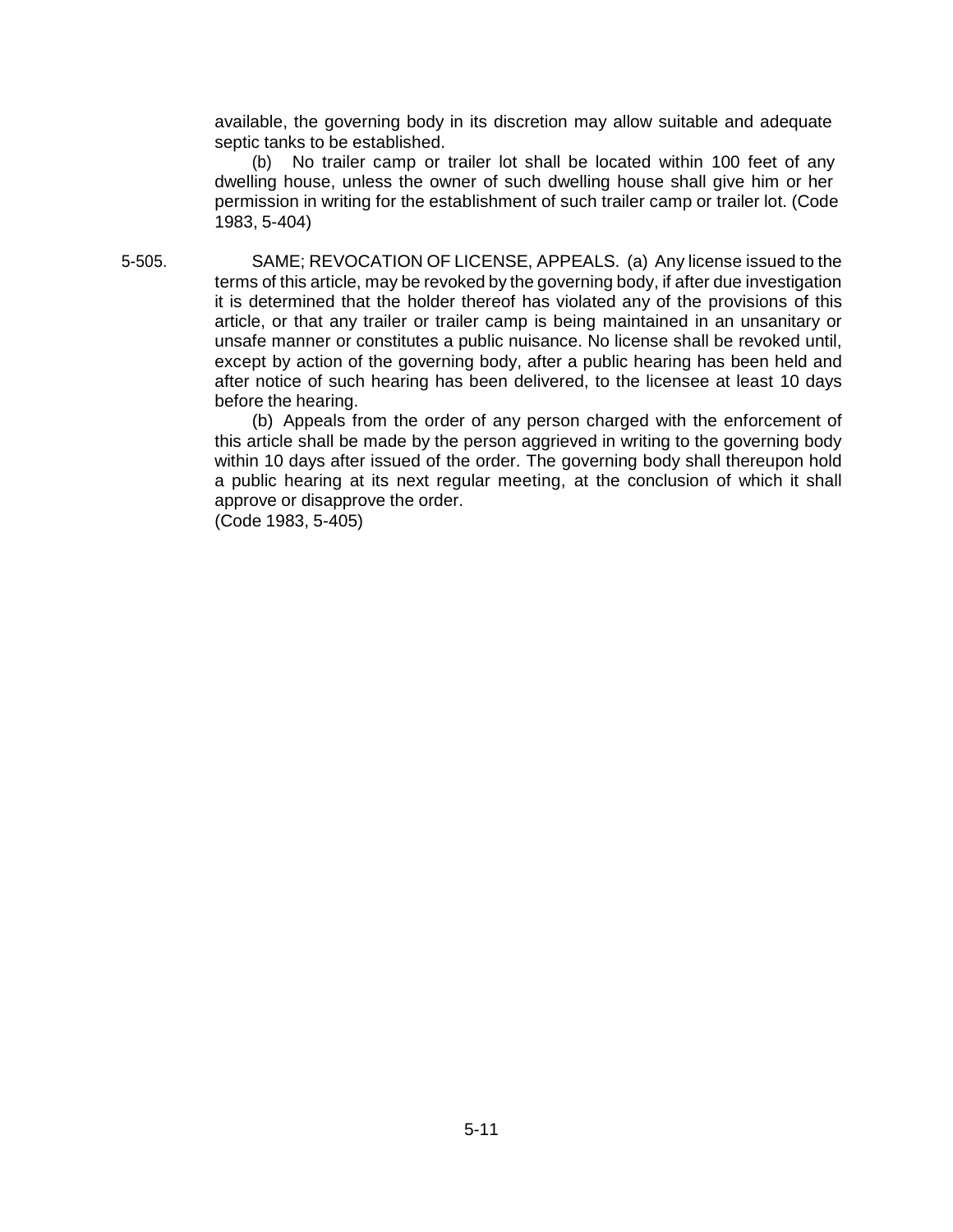available, the governing body in its discretion may allow suitable and adequate septic tanks to be established.

(b) No trailer camp or trailer lot shall be located within 100 feet of any dwelling house, unless the owner of such dwelling house shall give him or her permission in writing for the establishment of such trailer camp or trailer lot. (Code 1983, 5-404)

5-505. SAME; REVOCATION OF LICENSE, APPEALS. (a) Any license issued to the terms of this article, may be revoked by the governing body, if after due investigation it is determined that the holder thereof has violated any of the provisions of this article, or that any trailer or trailer camp is being maintained in an unsanitary or unsafe manner or constitutes a public nuisance. No license shall be revoked until, except by action of the governing body, after a public hearing has been held and after notice of such hearing has been delivered, to the licensee at least 10 days before the hearing.

(b) Appeals from the order of any person charged with the enforcement of this article shall be made by the person aggrieved in writing to the governing body within 10 days after issued of the order. The governing body shall thereupon hold a public hearing at its next regular meeting, at the conclusion of which it shall approve or disapprove the order.
(Code 1983, 5-405)